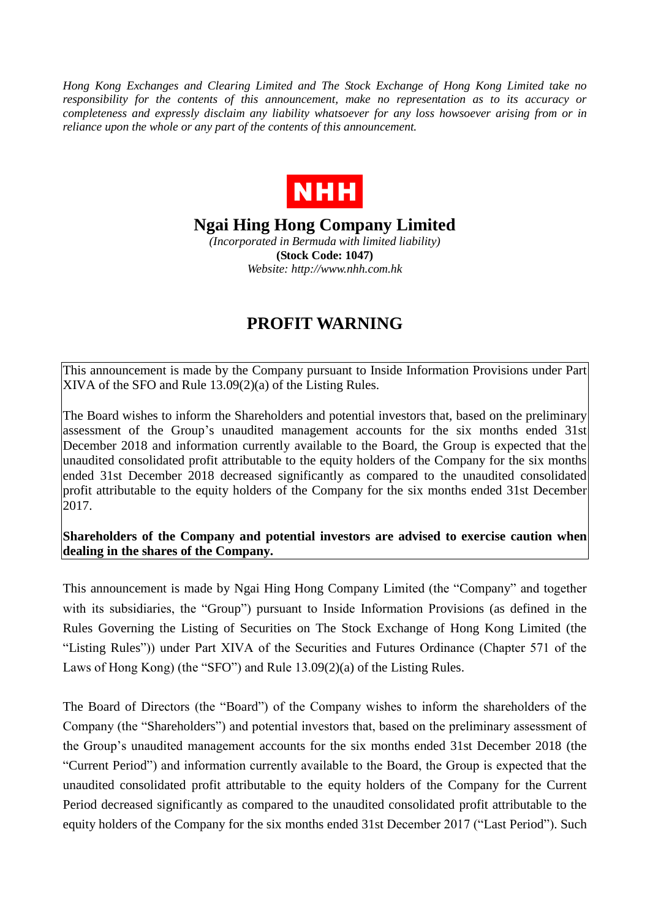*Hong Kong Exchanges and Clearing Limited and The Stock Exchange of Hong Kong Limited take no responsibility for the contents of this announcement, make no representation as to its accuracy or completeness and expressly disclaim any liability whatsoever for any loss howsoever arising from or in reliance upon the whole or any part of the contents of this announcement.*

NHH

# Ngai Hing Hong Company Limited

*(Incorporated in Bermuda with limited liability)*

**(Stock Code: 1047)**

*Website: http://www.nhh.com.hk*

## PROFIT WARNING

This announcement is made by the Company pursuant to Inside Information Provisions under Part XIVA of the SFO and Rule 13.09(2)(a) of the Listing Rules.

The Board wishes to inform the Shareholders and potential investors that, based on the preliminary assessment of the Group's unaudited management accounts for the six months ended 31st December 2018 and information currently available to the Board, the Group is expected that the unaudited consolidated profit attributable to the equity holders of the Company for the six months ended 31st December 2018 decreased significantly as compared to the unaudited consolidated profit attributable to the equity holders of the Company for the six months ended 31st December 2017.

**Shareholders of the Company and potential investors are advised to exercise caution when dealing in the shares of the Company.**

This announcement is made by Ngai Hing Hong Company Limited (the "Company" and together with its subsidiaries, the "Group") pursuant to Inside Information Provisions (as defined in the Rules Governing the Listing of Securities on The Stock Exchange of Hong Kong Limited (the "Listing Rules")) under Part XIVA of the Securities and Futures Ordinance (Chapter 571 of the Laws of Hong Kong) (the "SFO") and Rule 13.09(2)(a) of the Listing Rules.

The Board of Directors (the "Board") of the Company wishes to inform the shareholders of the Company (the "Shareholders") and potential investors that, based on the preliminary assessment of the Group's unaudited management accounts for the six months ended 31st December 2018 (the "Current Period") and information currently available to the Board, the Group is expected that the unaudited consolidated profit attributable to the equity holders of the Company for the Current Period decreased significantly as compared to the unaudited consolidated profit attributable to the equity holders of the Company for the six months ended 31st December 2017 ("Last Period"). Such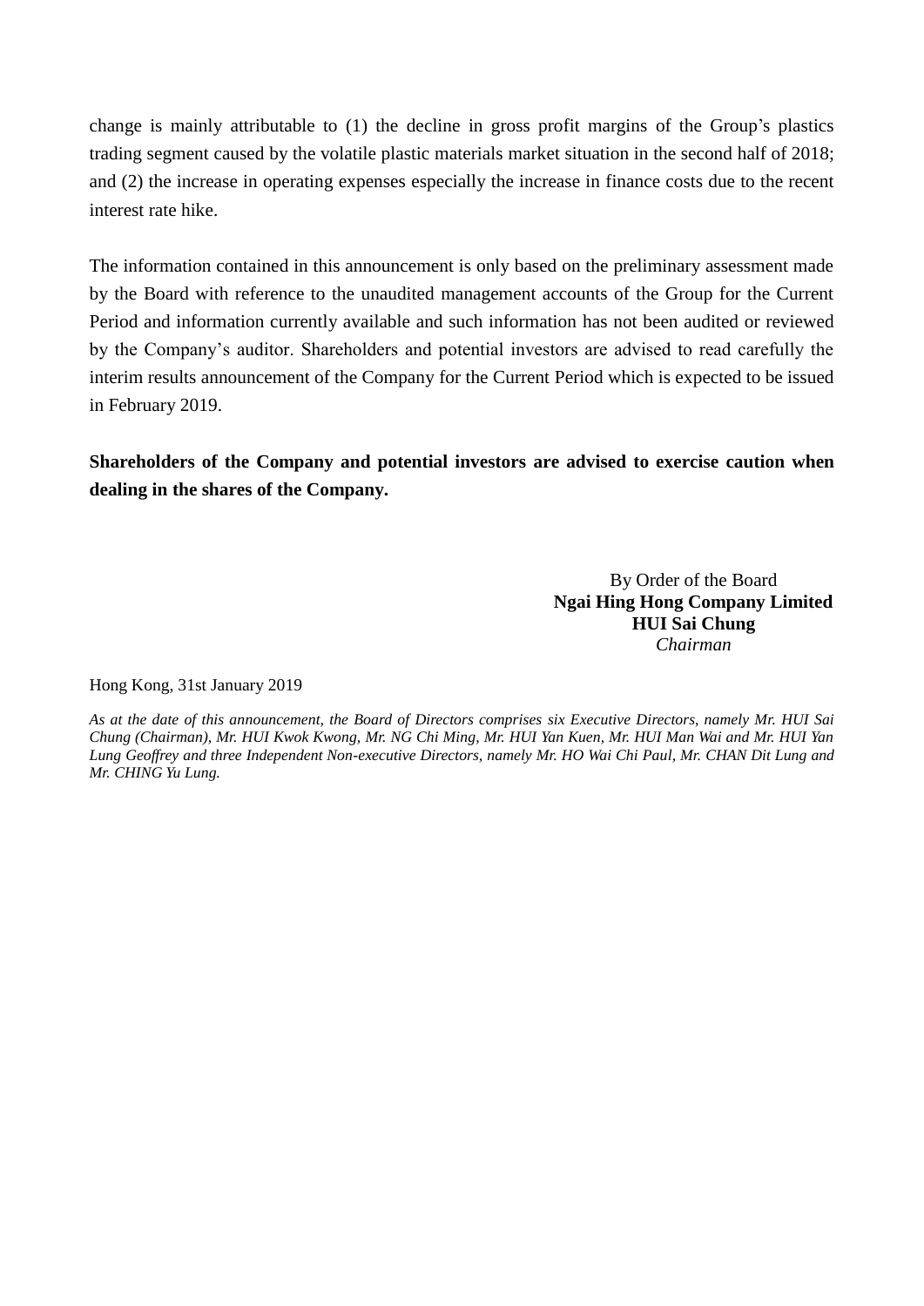change is mainly attributable to (1) the decline in gross profit margins of the Group's plastics trading segment caused by the volatile plastic materials market situation in the second half of 2018; and (2) the increase in operating expenses especially the increase in finance costs due to the recent interest rate hike.

The information contained in this announcement is only based on the preliminary assessment made by the Board with reference to the unaudited management accounts of the Group for the Current Period and information currently available and such information has not been audited or reviewed by the Company's auditor. Shareholders and potential investors are advised to read carefully the interim results announcement of the Company for the Current Period which is expected to be issued in February 2019.

**Shareholders of the Company and potential investors are advised to exercise caution when dealing in the shares of the Company.**

By Order of the Board
**Ngai Hing Hong Company Limited**
**HUI Sai Chung**
*Chairman*

Hong Kong, 31st January 2019

*As at the date of this announcement, the Board of Directors comprises six Executive Directors, namely Mr. HUI Sai Chung (Chairman), Mr. HUI Kwok Kwong, Mr. NG Chi Ming, Mr. HUI Yan Kuen, Mr. HUI Man Wai and Mr. HUI Yan Lung Geoffrey and three Independent Non-executive Directors, namely Mr. HO Wai Chi Paul, Mr. CHAN Dit Lung and Mr. CHING Yu Lung.*